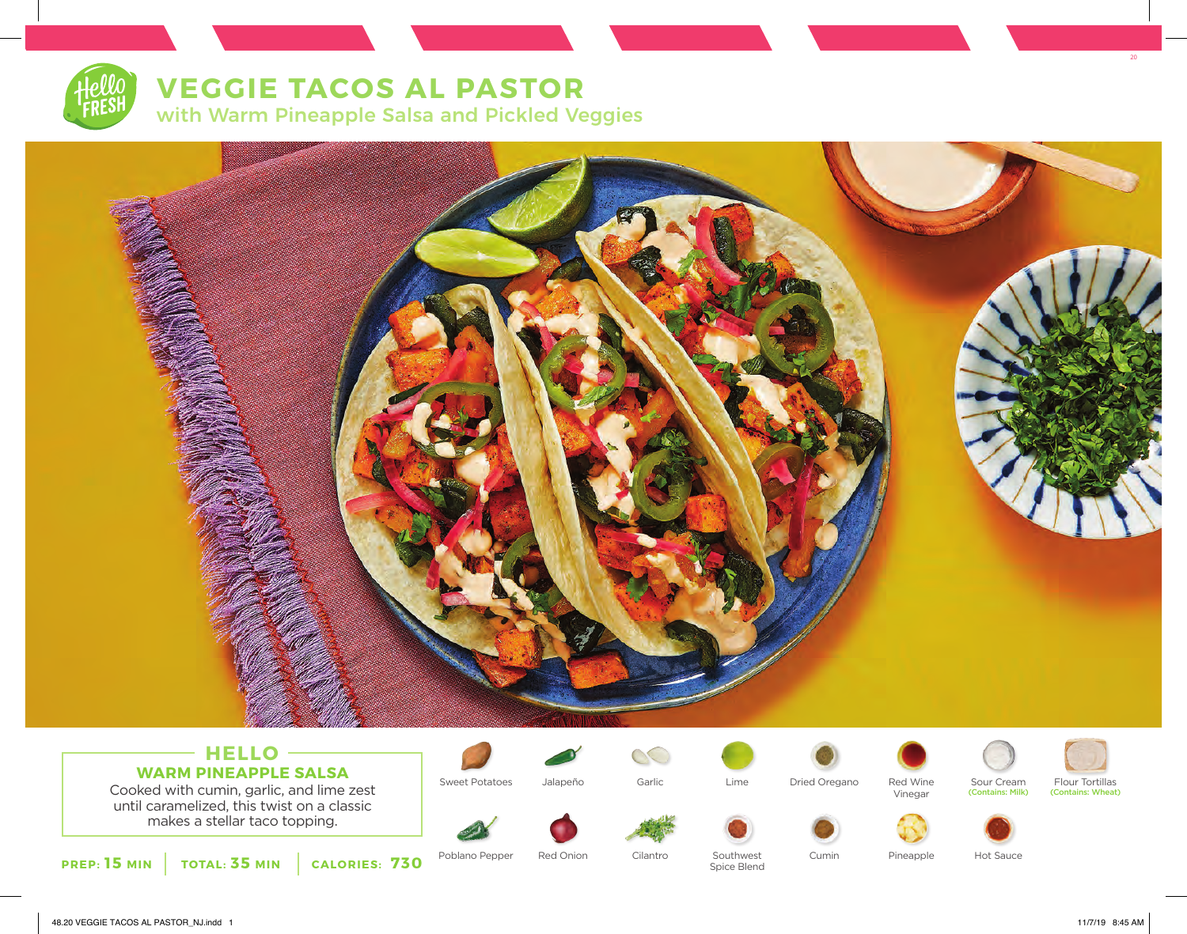# VEGGIE TACOS AL PASTOR

## with Warm Pineapple Salsa and Pickled Veggies

### HELLO

**WARM PINEAPPLE SALSA**

Cooked with cumin, garlic, and lime zest until caramelized, this twist on a classic makes a stellar taco topping.

**PREP: 15 MIN** | **TOTAL: 35 MIN** | **CALORIES: 730**

- Sweet Potatoes
- Jalapeño
- Garlic
- Lime
- Dried Oregano
- Red Wine Vinegar
- Sour Cream (Contains: Milk)
- Flour Tortillas (Contains: Wheat)
- Poblano Pepper
- Red Onion
- Cilantro
- Southwest Spice Blend
- Cumin
- Pineapple
- Hot Sauce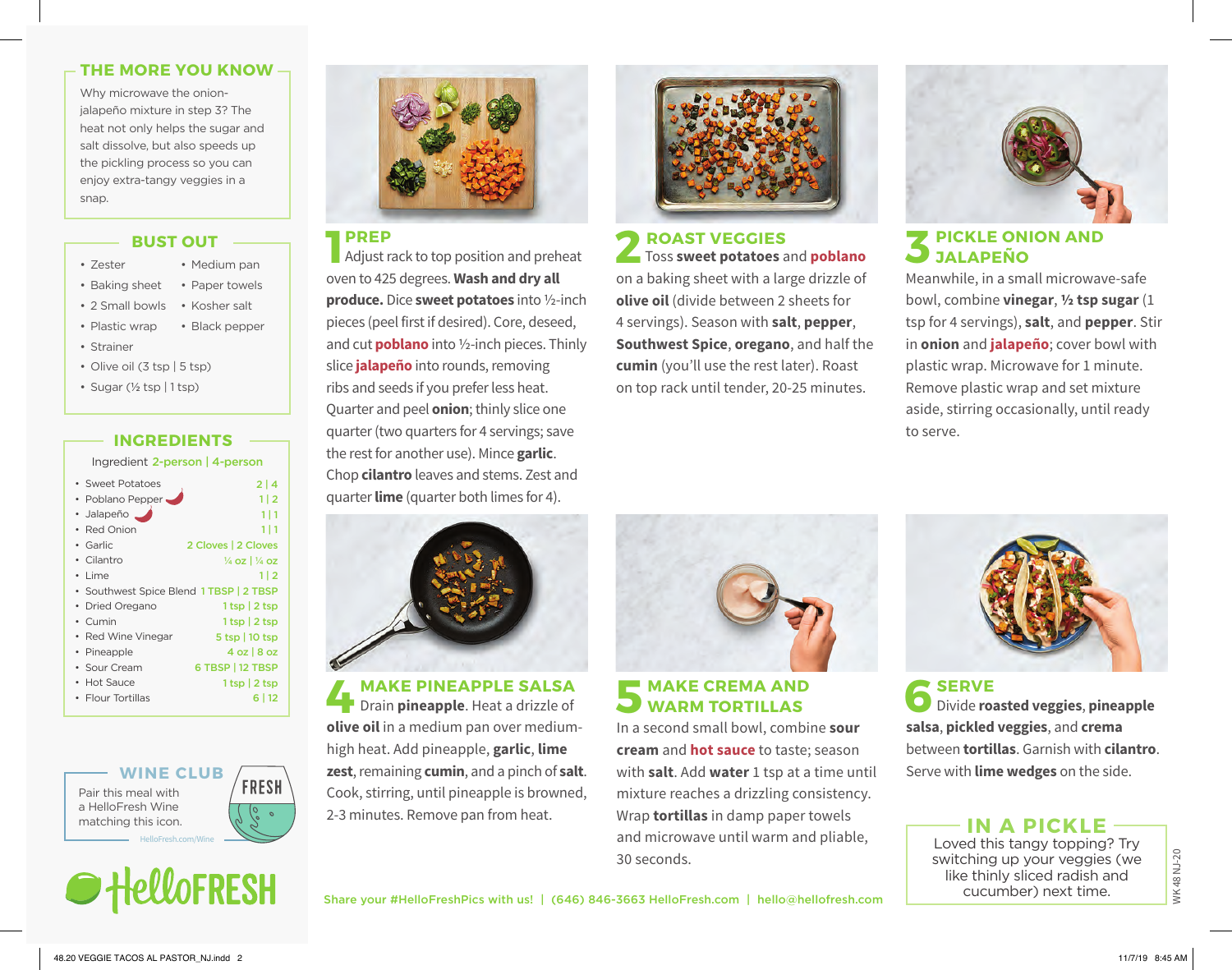## THE MORE YOU KNOW

Why microwave the onion-jalapeño mixture in step 3? The heat not only helps the sugar and salt dissolve, but also speeds up the pickling process so you can enjoy extra-tangy veggies in a snap.

## BUST OUT

- Zester
- Baking sheet
- 2 Small bowls
- Plastic wrap
- Strainer
- Olive oil (3 tsp | 5 tsp)
- Sugar (½ tsp | 1 tsp)
- Medium pan
- Paper towels
- Kosher salt
- Black pepper

## INGREDIENTS

| Ingredient | 2-person \| 4-person |
|---|---|
| Sweet Potatoes | 2 \| 4 |
| Poblano Pepper | 1 \| 2 |
| Jalapeño | 1 \| 1 |
| Red Onion | 1 \| 1 |
| Garlic | 2 Cloves \| 2 Cloves |
| Cilantro | ¼ oz \| ¼ oz |
| Lime | 1 \| 2 |
| Southwest Spice Blend | 1 TBSP \| 2 TBSP |
| Dried Oregano | 1 tsp \| 2 tsp |
| Cumin | 1 tsp \| 2 tsp |
| Red Wine Vinegar | 5 tsp \| 10 tsp |
| Pineapple | 4 oz \| 8 oz |
| Sour Cream | 6 TBSP \| 12 TBSP |
| Hot Sauce | 1 tsp \| 2 tsp |
| Flour Tortillas | 6 \| 12 |

## WINE CLUB

Pair this meal with a HelloFresh Wine matching this icon.

FRESH

HelloFresh.com/Wine

HelloFRESH

## 1 PREP

Adjust rack to top position and preheat oven to 425 degrees. **Wash and dry all produce.** Dice **sweet potatoes** into ½-inch pieces (peel first if desired). Core, deseed, and cut **poblano** into ½-inch pieces. Thinly slice **jalapeño** into rounds, removing ribs and seeds if you prefer less heat. Quarter and peel **onion**; thinly slice one quarter (two quarters for 4 servings; save the rest for another use). Mince **garlic**. Chop **cilantro** leaves and stems. Zest and quarter **lime** (quarter both limes for 4).

## 2 ROAST VEGGIES

Toss **sweet potatoes** and **poblano** on a baking sheet with a large drizzle of **olive oil** (divide between 2 sheets for 4 servings). Season with **salt**, **pepper**, **Southwest Spice**, **oregano**, and half the **cumin** (you'll use the rest later). Roast on top rack until tender, 20-25 minutes.

## 3 PICKLE ONION AND JALAPEÑO

Meanwhile, in a small microwave-safe bowl, combine **vinegar**, **½ tsp sugar** (1 tsp for 4 servings), **salt**, and **pepper**. Stir in **onion** and **jalapeño**; cover bowl with plastic wrap. Microwave for 1 minute. Remove plastic wrap and set mixture aside, stirring occasionally, until ready to serve.

## 4 MAKE PINEAPPLE SALSA

Drain **pineapple**. Heat a drizzle of **olive oil** in a medium pan over medium-high heat. Add pineapple, **garlic**, **lime zest**, remaining **cumin**, and a pinch of **salt**. Cook, stirring, until pineapple is browned, 2-3 minutes. Remove pan from heat.

## 5 MAKE CREMA AND WARM TORTILLAS

In a second small bowl, combine **sour cream** and **hot sauce** to taste; season with **salt**. Add **water** 1 tsp at a time until mixture reaches a drizzling consistency. Wrap **tortillas** in damp paper towels and microwave until warm and pliable, 30 seconds.

## 6 SERVE

Divide **roasted veggies**, **pineapple salsa**, **pickled veggies**, and **crema** between **tortillas**. Garnish with **cilantro**. Serve with **lime wedges** on the side.

## IN A PICKLE

Loved this tangy topping? Try switching up your veggies (we like thinly sliced radish and cucumber) next time.

Share your #HelloFreshPics with us! | (646) 846-3663 HelloFresh.com | hello@hellofresh.com

WK 48 NJ-20